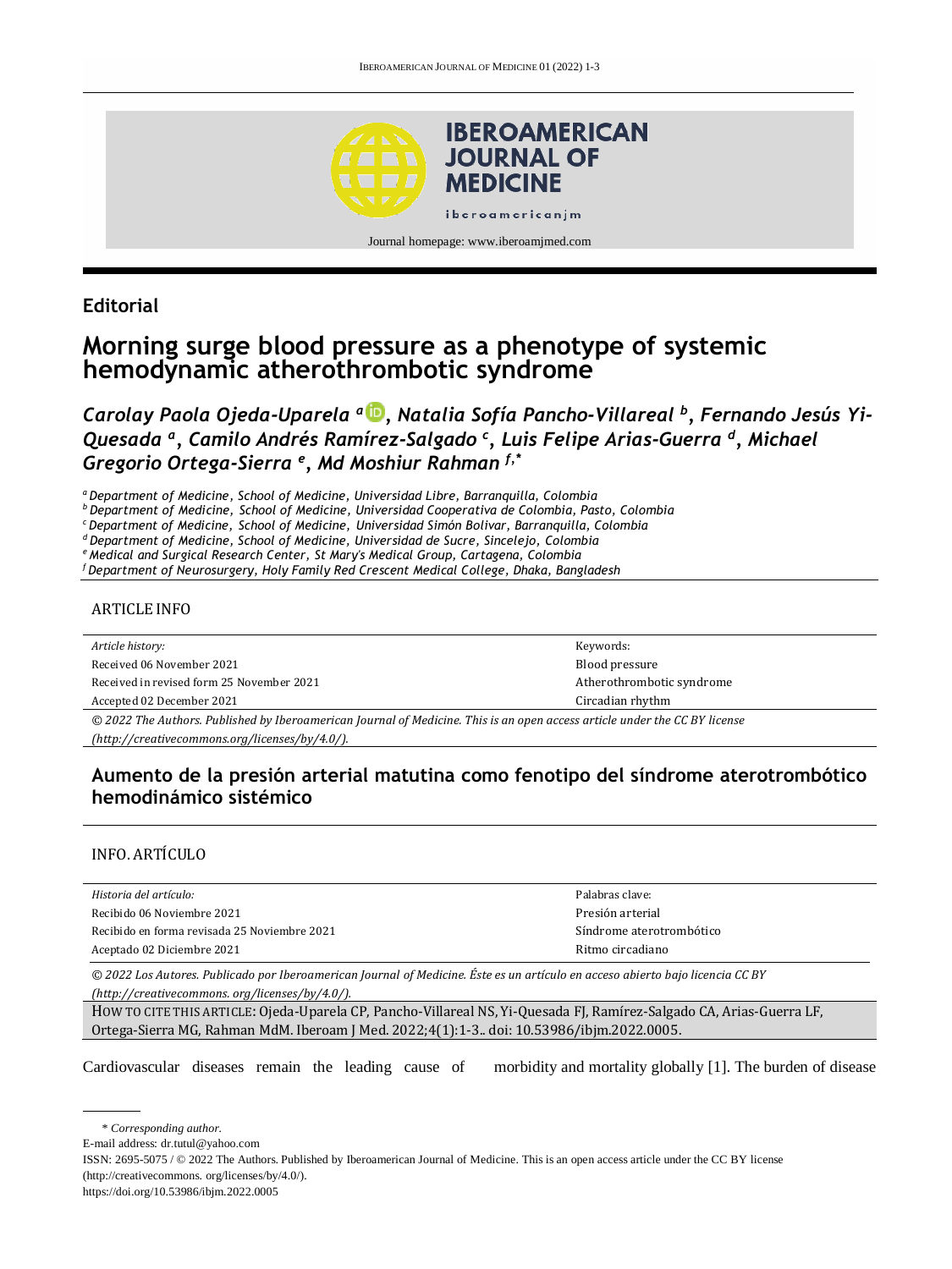Journal homepage: www.iberoamjmed.com

## Editorial

# Morning surge blood pressure as a phenotype of systemic hemodynamic atherothrombotic syndrome

***Carolay Paola Ojeda-Uparela [a], Natalia Sofía Pancho-Villareal [b], Fernando Jesús Yi-Quesada [a], Camilo Andrés Ramírez-Salgado [c], Luis Felipe Arias-Guerra [d], Michael Gregorio Ortega-Sierra [e], Md Moshiur Rahman [f,*]***

*[a] Department of Medicine, School of Medicine, Universidad Libre, Barranquilla, Colombia*
*[b] Department of Medicine, School of Medicine, Universidad Cooperativa de Colombia, Pasto, Colombia*
*[c] Department of Medicine, School of Medicine, Universidad Simón Bolivar, Barranquilla, Colombia*
*[d] Department of Medicine, School of Medicine, Universidad de Sucre, Sincelejo, Colombia*
*[e] Medical and Surgical Research Center, St Mary's Medical Group, Cartagena, Colombia*
*[f] Department of Neurosurgery, Holy Family Red Crescent Medical College, Dhaka, Bangladesh*

### ARTICLE INFO

| *Article history:* | Keywords: |
|---|---|
| Received 06 November 2021 | Blood pressure |
| Received in revised form 25 November 2021 | Atherothrombotic syndrome |
| Accepted 02 December 2021 | Circadian rhythm |

*© 2022 The Authors. Published by Iberoamerican Journal of Medicine. This is an open access article under the CC BY license (http://creativecommons.org/licenses/by/4.0/).*

## Aumento de la presión arterial matutina como fenotipo del síndrome aterotrombótico hemodinámico sistémico

### INFO. ARTÍCULO

| *Historia del artículo:* | Palabras clave: |
|---|---|
| Recibido 06 Noviembre 2021 | Presión arterial |
| Recibido en forma revisada 25 Noviembre 2021 | Síndrome aterotrombótico |
| Aceptado 02 Diciembre 2021 | Ritmo circadiano |

*© 2022 Los Autores. Publicado por Iberoamerican Journal of Medicine. Éste es un artículo en acceso abierto bajo licencia CC BY (http://creativecommons. org/licenses/by/4.0/).*

HOW TO CITE THIS ARTICLE: Ojeda-Uparela CP, Pancho-Villareal NS, Yi-Quesada FJ, Ramírez-Salgado CA, Arias-Guerra LF, Ortega-Sierra MG, Rahman MdM. Iberoam J Med. 2022;4(1):1-3.. doi: 10.53986/ibjm.2022.0005.

Cardiovascular diseases remain the leading cause of morbidity and mortality globally [1]. The burden of disease

\* *Corresponding author.*
E-mail address: dr.tutul@yahoo.com
ISSN: 2695-5075 / © 2022 The Authors. Published by Iberoamerican Journal of Medicine. This is an open access article under the CC BY license (http://creativecommons. org/licenses/by/4.0/).
https://doi.org/10.53986/ibjm.2022.0005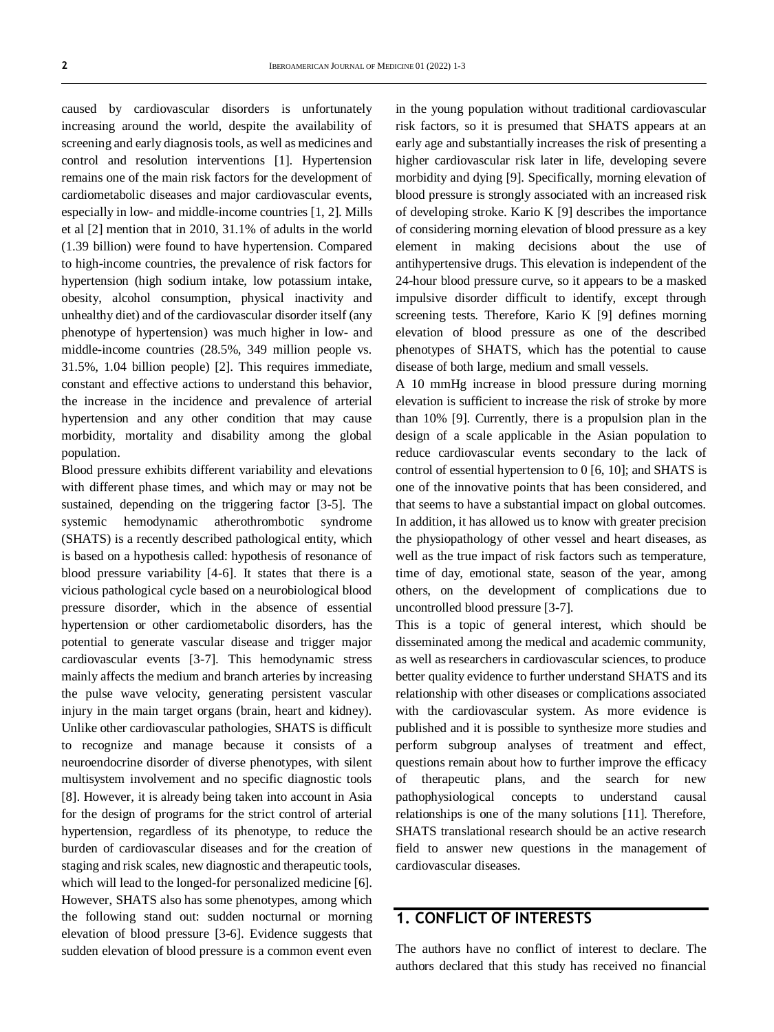caused by cardiovascular disorders is unfortunately increasing around the world, despite the availability of screening and early diagnosis tools, as well as medicines and control and resolution interventions [1]. Hypertension remains one of the main risk factors for the development of cardiometabolic diseases and major cardiovascular events, especially in low- and middle-income countries [1, 2]. Mills et al [2] mention that in 2010, 31.1% of adults in the world (1.39 billion) were found to have hypertension. Compared to high-income countries, the prevalence of risk factors for hypertension (high sodium intake, low potassium intake, obesity, alcohol consumption, physical inactivity and unhealthy diet) and of the cardiovascular disorder itself (any phenotype of hypertension) was much higher in low- and middle-income countries (28.5%, 349 million people vs. 31.5%, 1.04 billion people) [2]. This requires immediate, constant and effective actions to understand this behavior, the increase in the incidence and prevalence of arterial hypertension and any other condition that may cause morbidity, mortality and disability among the global population.

Blood pressure exhibits different variability and elevations with different phase times, and which may or may not be sustained, depending on the triggering factor [3-5]. The systemic hemodynamic atherothrombotic syndrome (SHATS) is a recently described pathological entity, which is based on a hypothesis called: hypothesis of resonance of blood pressure variability [4-6]. It states that there is a vicious pathological cycle based on a neurobiological blood pressure disorder, which in the absence of essential hypertension or other cardiometabolic disorders, has the potential to generate vascular disease and trigger major cardiovascular events [3-7]. This hemodynamic stress mainly affects the medium and branch arteries by increasing the pulse wave velocity, generating persistent vascular injury in the main target organs (brain, heart and kidney). Unlike other cardiovascular pathologies, SHATS is difficult to recognize and manage because it consists of a neuroendocrine disorder of diverse phenotypes, with silent multisystem involvement and no specific diagnostic tools [8]. However, it is already being taken into account in Asia for the design of programs for the strict control of arterial hypertension, regardless of its phenotype, to reduce the burden of cardiovascular diseases and for the creation of staging and risk scales, new diagnostic and therapeutic tools, which will lead to the longed-for personalized medicine [6]. However, SHATS also has some phenotypes, among which the following stand out: sudden nocturnal or morning elevation of blood pressure [3-6]. Evidence suggests that sudden elevation of blood pressure is a common event even in the young population without traditional cardiovascular risk factors, so it is presumed that SHATS appears at an early age and substantially increases the risk of presenting a higher cardiovascular risk later in life, developing severe morbidity and dying [9]. Specifically, morning elevation of blood pressure is strongly associated with an increased risk of developing stroke. Kario K [9] describes the importance of considering morning elevation of blood pressure as a key element in making decisions about the use of antihypertensive drugs. This elevation is independent of the 24-hour blood pressure curve, so it appears to be a masked impulsive disorder difficult to identify, except through screening tests. Therefore, Kario K [9] defines morning elevation of blood pressure as one of the described phenotypes of SHATS, which has the potential to cause disease of both large, medium and small vessels.

A 10 mmHg increase in blood pressure during morning elevation is sufficient to increase the risk of stroke by more than 10% [9]. Currently, there is a propulsion plan in the design of a scale applicable in the Asian population to reduce cardiovascular events secondary to the lack of control of essential hypertension to 0 [6, 10]; and SHATS is one of the innovative points that has been considered, and that seems to have a substantial impact on global outcomes. In addition, it has allowed us to know with greater precision the physiopathology of other vessel and heart diseases, as well as the true impact of risk factors such as temperature, time of day, emotional state, season of the year, among others, on the development of complications due to uncontrolled blood pressure [3-7].

This is a topic of general interest, which should be disseminated among the medical and academic community, as well as researchers in cardiovascular sciences, to produce better quality evidence to further understand SHATS and its relationship with other diseases or complications associated with the cardiovascular system. As more evidence is published and it is possible to synthesize more studies and perform subgroup analyses of treatment and effect, questions remain about how to further improve the efficacy of therapeutic plans, and the search for new pathophysiological concepts to understand causal relationships is one of the many solutions [11]. Therefore, SHATS translational research should be an active research field to answer new questions in the management of cardiovascular diseases.

## 1. CONFLICT OF INTERESTS

The authors have no conflict of interest to declare. The authors declared that this study has received no financial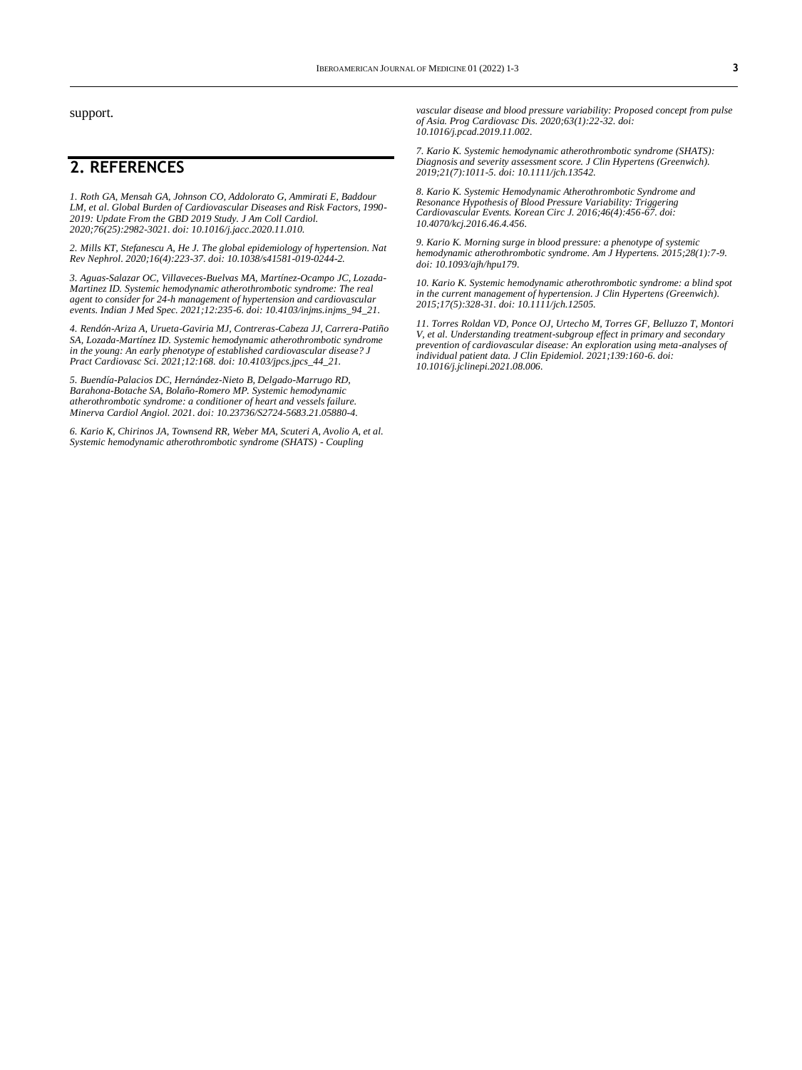support.

## 2. REFERENCES

*1. Roth GA, Mensah GA, Johnson CO, Addolorato G, Ammirati E, Baddour LM, et al. Global Burden of Cardiovascular Diseases and Risk Factors, 1990-2019: Update From the GBD 2019 Study. J Am Coll Cardiol. 2020;76(25):2982-3021. doi: 10.1016/j.jacc.2020.11.010.*

*2. Mills KT, Stefanescu A, He J. The global epidemiology of hypertension. Nat Rev Nephrol. 2020;16(4):223-37. doi: 10.1038/s41581-019-0244-2.*

*3. Aguas-Salazar OC, Villaveces-Buelvas MA, Martínez-Ocampo JC, Lozada-Martinez ID. Systemic hemodynamic atherothrombotic syndrome: The real agent to consider for 24-h management of hypertension and cardiovascular events. Indian J Med Spec. 2021;12:235-6. doi: 10.4103/injms.injms_94_21.*

*4. Rendón-Ariza A, Urueta-Gaviria MJ, Contreras-Cabeza JJ, Carrera-Patiño SA, Lozada-Martínez ID. Systemic hemodynamic atherothrombotic syndrome in the young: An early phenotype of established cardiovascular disease? J Pract Cardiovasc Sci. 2021;12:168. doi: 10.4103/jpcs.jpcs_44_21.*

*5. Buendía-Palacios DC, Hernández-Nieto B, Delgado-Marrugo RD, Barahona-Botache SA, Bolaño-Romero MP. Systemic hemodynamic atherothrombotic syndrome: a conditioner of heart and vessels failure. Minerva Cardiol Angiol. 2021. doi: 10.23736/S2724-5683.21.05880-4.*

*6. Kario K, Chirinos JA, Townsend RR, Weber MA, Scuteri A, Avolio A, et al. Systemic hemodynamic atherothrombotic syndrome (SHATS) - Coupling vascular disease and blood pressure variability: Proposed concept from pulse of Asia. Prog Cardiovasc Dis. 2020;63(1):22-32. doi: 10.1016/j.pcad.2019.11.002.*

*7. Kario K. Systemic hemodynamic atherothrombotic syndrome (SHATS): Diagnosis and severity assessment score. J Clin Hypertens (Greenwich). 2019;21(7):1011-5. doi: 10.1111/jch.13542.*

*8. Kario K. Systemic Hemodynamic Atherothrombotic Syndrome and Resonance Hypothesis of Blood Pressure Variability: Triggering Cardiovascular Events. Korean Circ J. 2016;46(4):456-67. doi: 10.4070/kcj.2016.46.4.456.*

*9. Kario K. Morning surge in blood pressure: a phenotype of systemic hemodynamic atherothrombotic syndrome. Am J Hypertens. 2015;28(1):7-9. doi: 10.1093/ajh/hpu179.*

*10. Kario K. Systemic hemodynamic atherothrombotic syndrome: a blind spot in the current management of hypertension. J Clin Hypertens (Greenwich). 2015;17(5):328-31. doi: 10.1111/jch.12505.*

*11. Torres Roldan VD, Ponce OJ, Urtecho M, Torres GF, Belluzzo T, Montori V, et al. Understanding treatment-subgroup effect in primary and secondary prevention of cardiovascular disease: An exploration using meta-analyses of individual patient data. J Clin Epidemiol. 2021;139:160-6. doi: 10.1016/j.jclinepi.2021.08.006.*